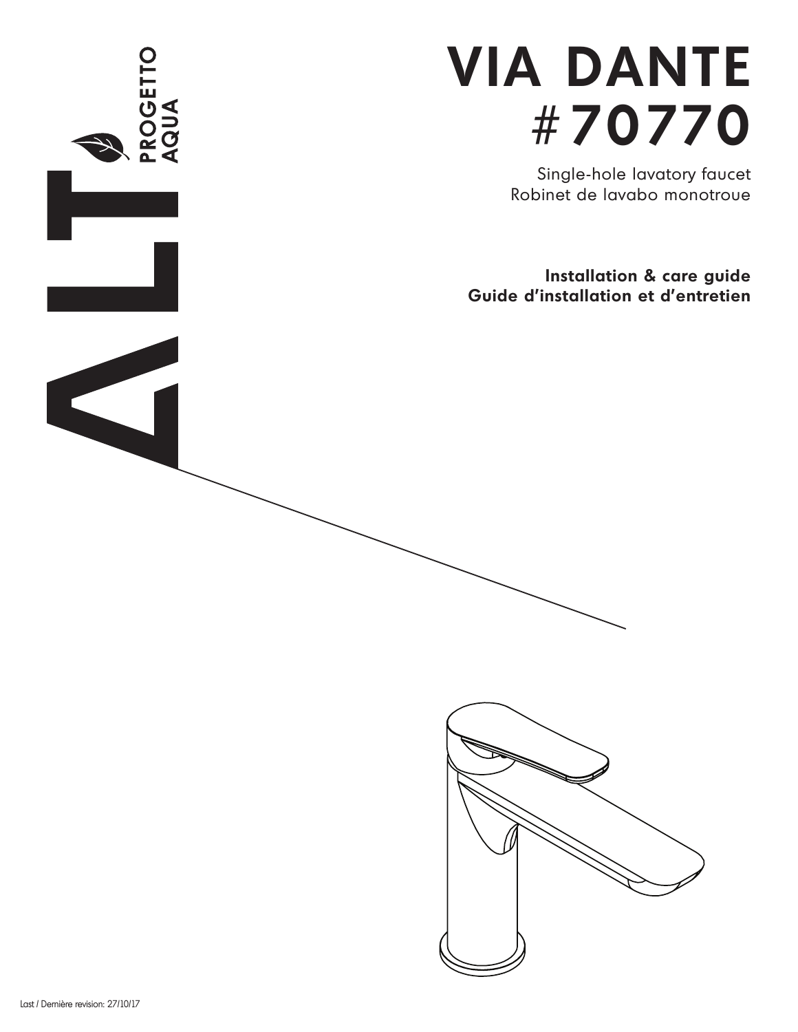ALT PROGETTO AQUA

# VIA DANTE
# #70770

Single-hole lavatory faucet
Robinet de lavabo monotroue

**Installation & care guide**
**Guide d'installation et d'entretien**

Last / Dernière revision: 27/10/17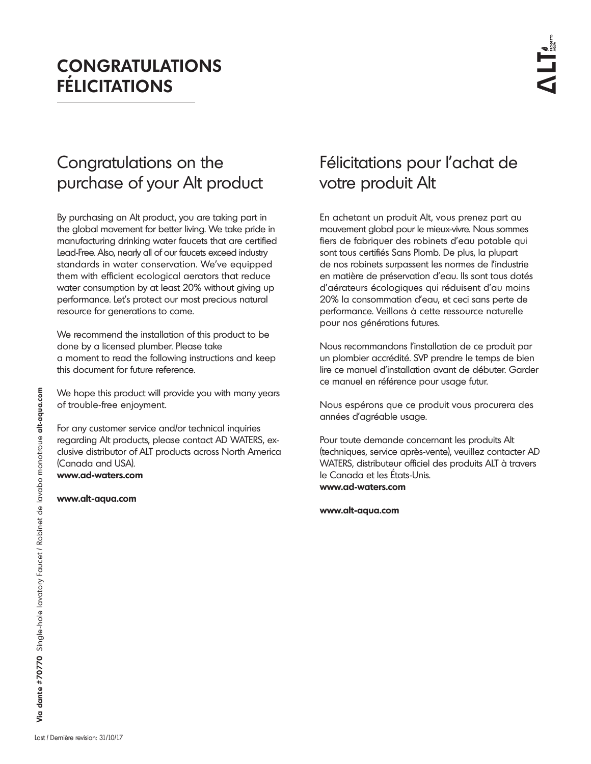# CONGRATULATIONS FÉLICITATIONS

## Congratulations on the purchase of your Alt product

By purchasing an Alt product, you are taking part in the global movement for better living. We take pride in manufacturing drinking water faucets that are certified Lead-Free. Also, nearly all of our faucets exceed industry standards in water conservation. We've equipped them with efficient ecological aerators that reduce water consumption by at least 20% without giving up performance. Let's protect our most precious natural resource for generations to come.

We recommend the installation of this product to be done by a licensed plumber. Please take a moment to read the following instructions and keep this document for future reference.

We hope this product will provide you with many years of trouble-free enjoyment.

For any customer service and/or technical inquiries regarding Alt products, please contact AD WATERS, exclusive distributor of ALT products across North America (Canada and USA).
**www.ad-waters.com**

**www.alt-aqua.com**

## Félicitations pour l'achat de votre produit Alt

En achetant un produit Alt, vous prenez part au mouvement global pour le mieux-vivre. Nous sommes fiers de fabriquer des robinets d'eau potable qui sont tous certifiés Sans Plomb. De plus, la plupart de nos robinets surpassent les normes de l'industrie en matière de préservation d'eau. Ils sont tous dotés d'aérateurs écologiques qui réduisent d'au moins 20% la consommation d'eau, et ceci sans perte de performance. Veillons à cette ressource naturelle pour nos générations futures.

Nous recommandons l'installation de ce produit par un plombier accrédité. SVP prendre le temps de bien lire ce manuel d'installation avant de débuter. Garder ce manuel en référence pour usage futur.

Nous espérons que ce produit vous procurera des années d'agréable usage.

Pour toute demande concernant les produits Alt (techniques, service après-vente), veuillez contacter AD WATERS, distributeur officiel des produits ALT à travers le Canada et les États-Unis.
**www.ad-waters.com**

**www.alt-aqua.com**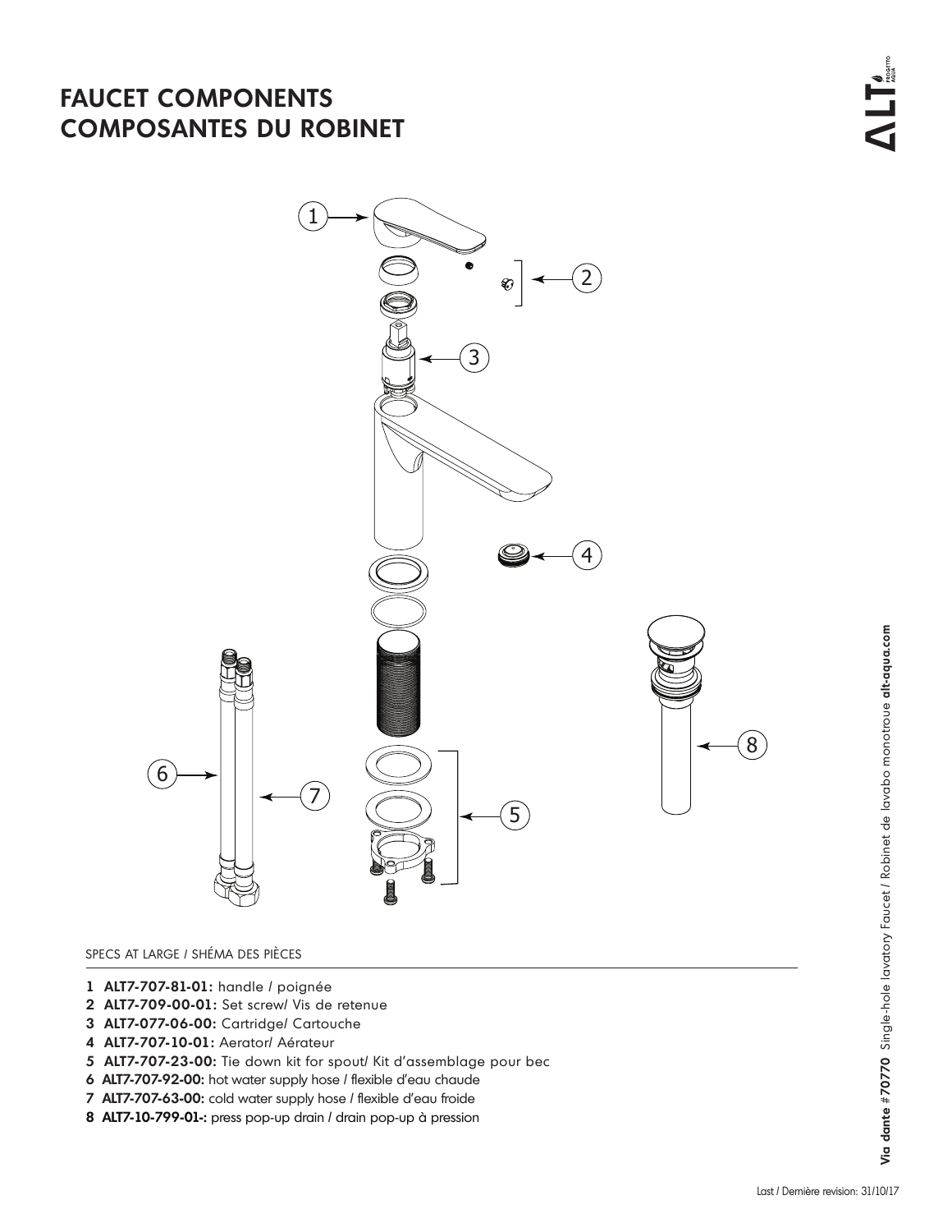# FAUCET COMPONENTS
# COMPOSANTES DU ROBINET

SPECS AT LARGE / SHÉMA DES PIÈCES

1. **ALT7-707-81-01:** handle / poignée
2. **ALT7-709-00-01:** Set screw/ Vis de retenue
3. **ALT7-077-06-00:** Cartridge/ Cartouche
4. **ALT7-707-10-01:** Aerator/ Aérateur
5. **ALT7-707-23-00:** Tie down kit for spout/ Kit d'assemblage pour bec
6. **ALT7-707-92-00:** hot water supply hose / flexible d'eau chaude
7. **ALT7-707-63-00:** cold water supply hose / flexible d'eau froide
8. **ALT7-10-799-01-:** press pop-up drain / drain pop-up à pression

**Via dante** #**70770** Single-hole lavatory Faucet / Robinet de lavabo monotrou **alt-aqua.com**

Last / Dernière revision: 31/10/17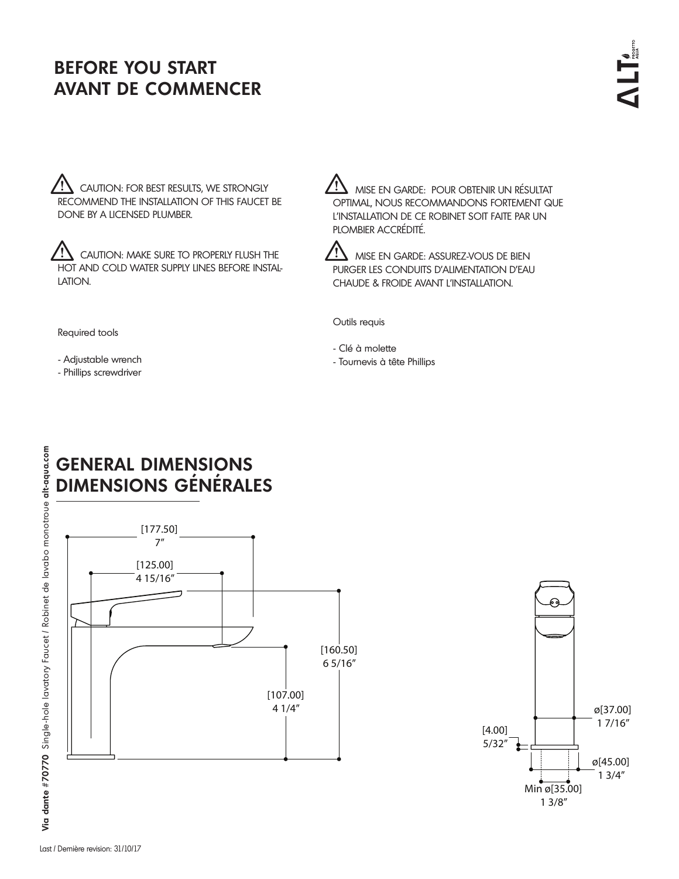# BEFORE YOU START
# AVANT DE COMMENCER

⚠ CAUTION: FOR BEST RESULTS, WE STRONGLY RECOMMEND THE INSTALLATION OF THIS FAUCET BE DONE BY A LICENSED PLUMBER.

⚠ CAUTION: MAKE SURE TO PROPERLY FLUSH THE HOT AND COLD WATER SUPPLY LINES BEFORE INSTALLATION.

Required tools

- Adjustable wrench
- Phillips screwdriver

⚠ MISE EN GARDE: POUR OBTENIR UN RÉSULTAT OPTIMAL, NOUS RECOMMANDONS FORTEMENT QUE L'INSTALLATION DE CE ROBINET SOIT FAITE PAR UN PLOMBIER ACCRÉDITÉ.

⚠ MISE EN GARDE: ASSUREZ-VOUS DE BIEN PURGER LES CONDUITS D'ALIMENTATION D'EAU CHAUDE & FROIDE AVANT L'INSTALLATION.

Outils requis

- Clé à molette
- Tournevis à tête Phillips

## GENERAL DIMENSIONS
## DIMENSIONS GÉNÉRALES

[177.50] 7″

[125.00] 4 15/16″

[160.50] 6 5/16″

[107.00] 4 1/4″

ø[37.00] 1 7/16″

[4.00] 5/32″

ø[45.00] 1 3/4″

Min ø[35.00] 1 3/8″

**Via dante #70770** Single-hole lavatory Faucet / Robinet de lavabo monotroue **alt-aqua.com**

Last / Dernière revision: 31/10/17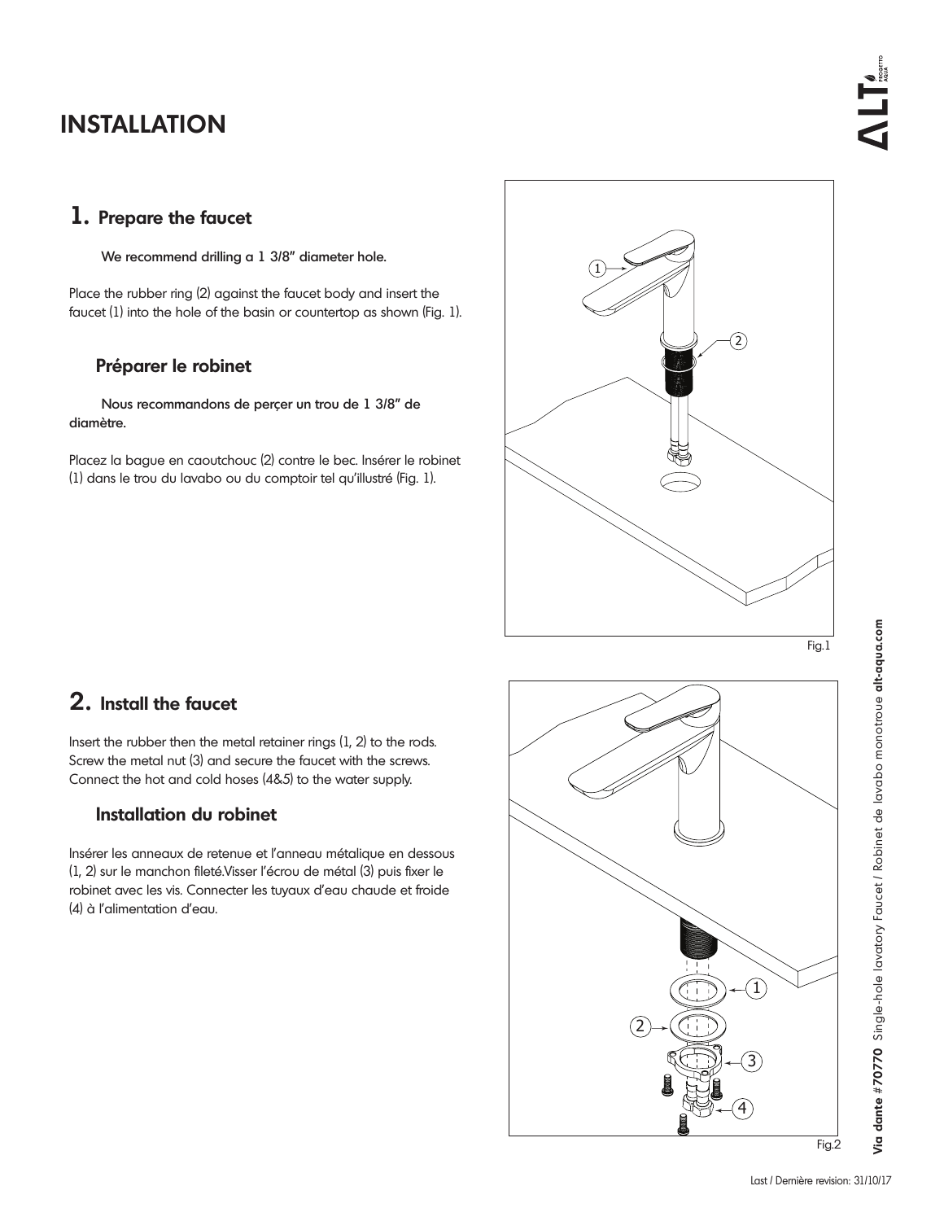# INSTALLATION

## 1. Prepare the faucet

We recommend drilling a 1 3/8" diameter hole.

Place the rubber ring (2) against the faucet body and insert the faucet (1) into the hole of the basin or countertop as shown (Fig. 1).

### Préparer le robinet

Nous recommandons de perçer un trou de 1 3/8" de diamètre.

Placez la bague en caoutchouc (2) contre le bec. Insérer le robinet (1) dans le trou du lavabo ou du comptoir tel qu'illustré (Fig. 1).

Fig.1

## 2. Install the faucet

Insert the rubber then the metal retainer rings (1, 2) to the rods. Screw the metal nut (3) and secure the faucet with the screws. Connect the hot and cold hoses (4&5) to the water supply.

### Installation du robinet

Insérer les anneaux de retenue et l'anneau métalique en dessous (1, 2) sur le manchon fileté.Visser l'écrou de métal (3) puis fixer le robinet avec les vis. Connecter les tuyaux d'eau chaude et froide (4) à l'alimentation d'eau.

Fig.2

**Via dante #70770** Single-hole lavatory Faucet / Robinet de lavabo monotrou **alt-aqua.com**

Last / Dernière revision: 31/10/17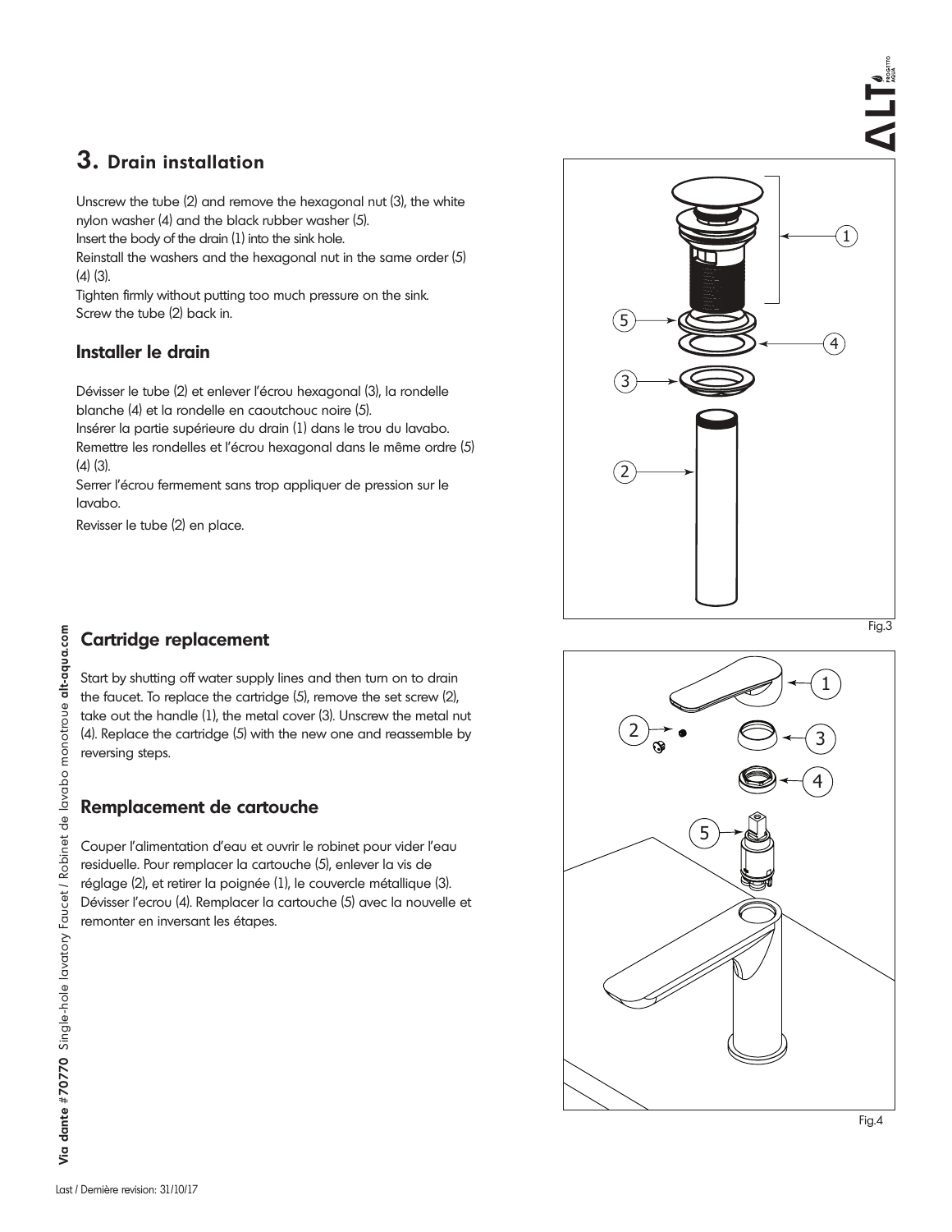## 3. Drain installation

Unscrew the tube (2) and remove the hexagonal nut (3), the white nylon washer (4) and the black rubber washer (5).
Insert the body of the drain (1) into the sink hole.
Reinstall the washers and the hexagonal nut in the same order (5) (4) (3).
Tighten firmly without putting too much pressure on the sink.
Screw the tube (2) back in.

### Installer le drain

Dévisser le tube (2) et enlever l'écrou hexagonal (3), la rondelle blanche (4) et la rondelle en caoutchouc noire (5).
Insérer la partie supérieure du drain (1) dans le trou du lavabo.
Remettre les rondelles et l'écrou hexagonal dans le même ordre (5) (4) (3).
Serrer l'écrou fermement sans trop appliquer de pression sur le lavabo.
Revisser le tube (2) en place.

Fig.3

### Cartridge replacement

Start by shutting off water supply lines and then turn on to drain the faucet. To replace the cartridge (5), remove the set screw (2), take out the handle (1), the metal cover (3). Unscrew the metal nut (4). Replace the cartridge (5) with the new one and reassemble by reversing steps.

### Remplacement de cartouche

Couper l'alimentation d'eau et ouvrir le robinet pour vider l'eau residuelle. Pour remplacer la cartouche (5), enlever la vis de réglage (2), et retirer la poignée (1), le couvercle métallique (3). Dévisser l'ecrou (4). Remplacer la cartouche (5) avec la nouvelle et remonter en inversant les étapes.

Fig.4

Last / Dernière revision: 31/10/17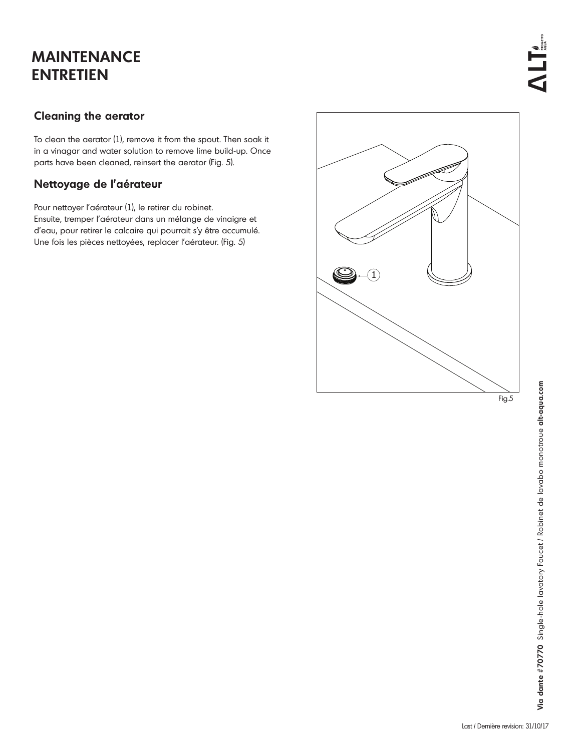# MAINTENANCE
# ENTRETIEN

## Cleaning the aerator

To clean the aerator (1), remove it from the spout. Then soak it in a vinagar and water solution to remove lime build-up. Once parts have been cleaned, reinsert the aerator (Fig. 5).

## Nettoyage de l'aérateur

Pour nettoyer l'aérateur (1), le retirer du robinet.
Ensuite, tremper l'aérateur dans un mélange de vinaigre et d'eau, pour retirer le calcaire qui pourrait s'y être accumulé.
Une fois les pièces nettoyées, replacer l'aérateur. (Fig. 5)

Fig.5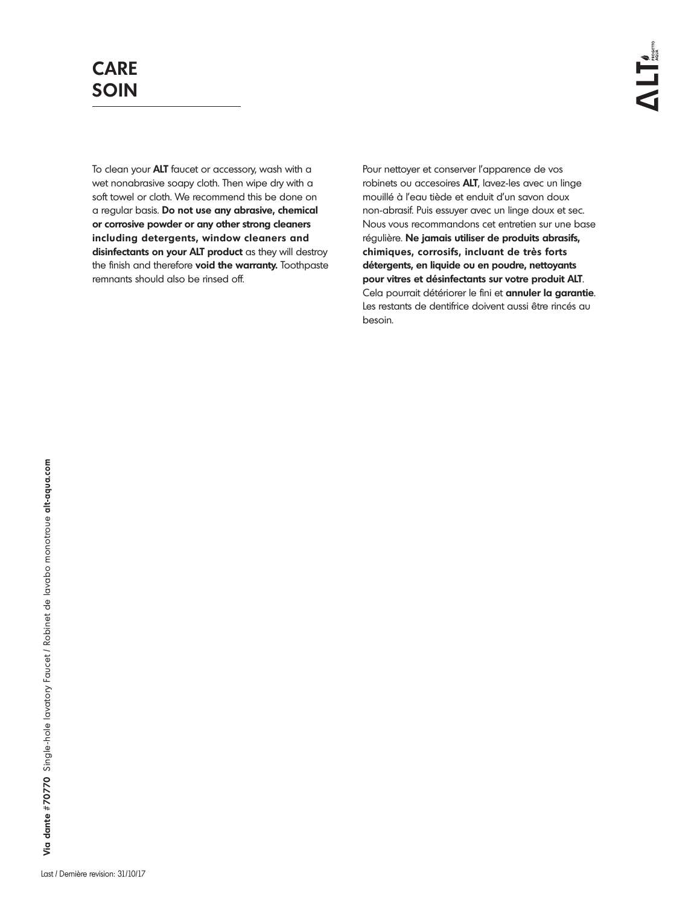# CARE
# SOIN

To clean your **ALT** faucet or accessory, wash with a wet nonabrasive soapy cloth. Then wipe dry with a soft towel or cloth. We recommend this be done on a regular basis. **Do not use any abrasive, chemical or corrosive powder or any other strong cleaners including detergents, window cleaners and disinfectants on your ALT product** as they will destroy the finish and therefore **void the warranty.** Toothpaste remnants should also be rinsed off.

Pour nettoyer et conserver l'apparence de vos robinets ou accesoires **ALT**, lavez-les avec un linge mouillé à l'eau tiède et enduit d'un savon doux non-abrasif. Puis essuyer avec un linge doux et sec. Nous vous recommandons cet entretien sur une base régulière. **Ne jamais utiliser de produits abrasifs, chimiques, corrosifs, incluant de très forts détergents, en liquide ou en poudre, nettoyants pour vitres et désinfectants sur votre produit ALT**. Cela pourrait détériorer le fini et **annuler la garantie**. Les restants de dentifrice doivent aussi être rincés au besoin.

Last / Dernière revision: 31/10/17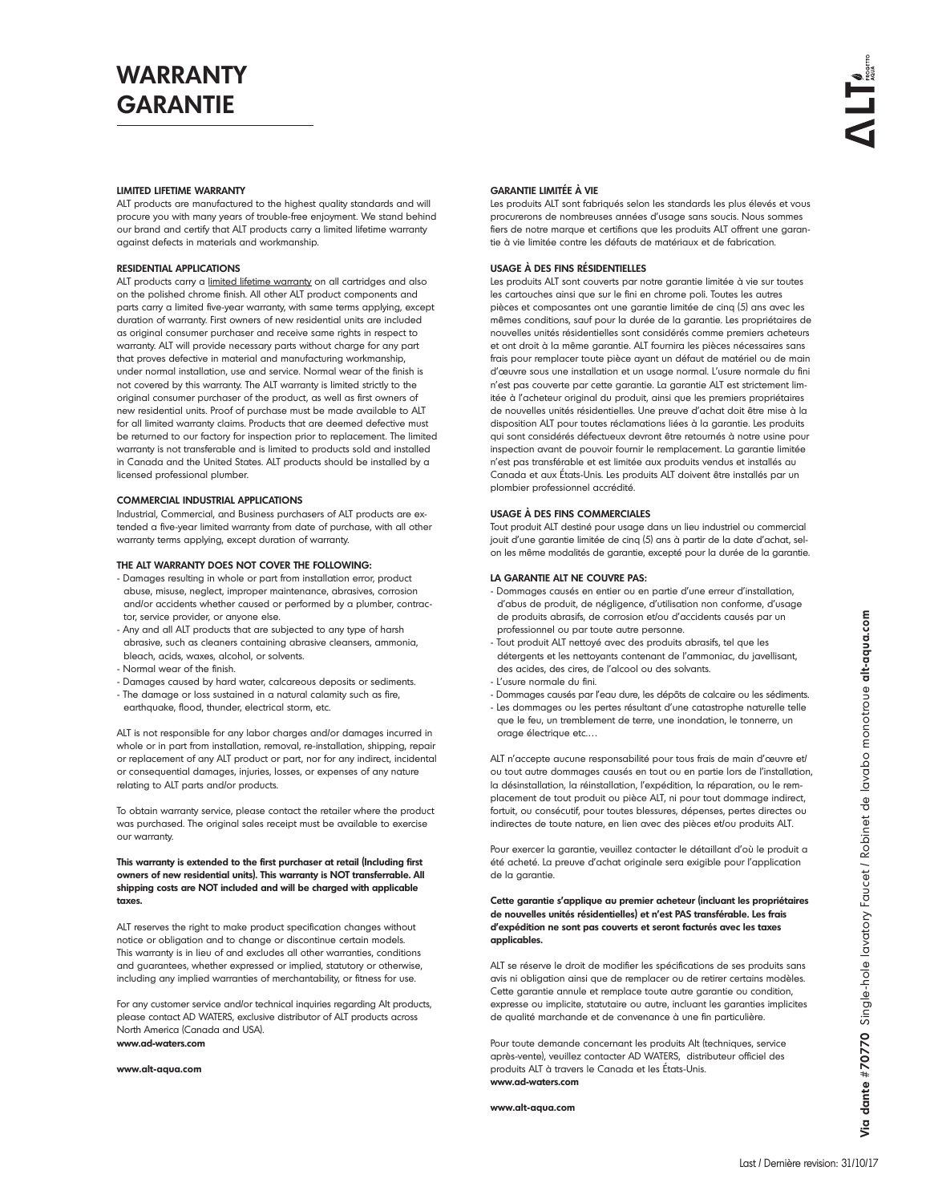# WARRANTY
# GARANTIE

### LIMITED LIFETIME WARRANTY

ALT products are manufactured to the highest quality standards and will procure you with many years of trouble-free enjoyment. We stand behind our brand and certify that ALT products carry a limited lifetime warranty against defects in materials and workmanship.

### RESIDENTIAL APPLICATIONS

ALT products carry a limited lifetime warranty on all cartridges and also on the polished chrome finish. All other ALT product components and parts carry a limited five-year warranty, with same terms applying, except duration of warranty. First owners of new residential units are included as original consumer purchaser and receive same rights in respect to warranty. ALT will provide necessary parts without charge for any part that proves defective in material and manufacturing workmanship, under normal installation, use and service. Normal wear of the finish is not covered by this warranty. The ALT warranty is limited strictly to the original consumer purchaser of the product, as well as first owners of new residential units. Proof of purchase must be made available to ALT for all limited warranty claims. Products that are deemed defective must be returned to our factory for inspection prior to replacement. The limited warranty is not transferable and is limited to products sold and installed in Canada and the United States. ALT products should be installed by a licensed professional plumber.

### COMMERCIAL INDUSTRIAL APPLICATIONS

Industrial, Commercial, and Business purchasers of ALT products are extended a five-year limited warranty from date of purchase, with all other warranty terms applying, except duration of warranty.

### THE ALT WARRANTY DOES NOT COVER THE FOLLOWING:

- Damages resulting in whole or part from installation error, product abuse, misuse, neglect, improper maintenance, abrasives, corrosion and/or accidents whether caused or performed by a plumber, contractor, service provider, or anyone else.
- Any and all ALT products that are subjected to any type of harsh abrasive, such as cleaners containing abrasive cleansers, ammonia, bleach, acids, waxes, alcohol, or solvents.
- Normal wear of the finish.
- Damages caused by hard water, calcareous deposits or sediments.
- The damage or loss sustained in a natural calamity such as fire, earthquake, flood, thunder, electrical storm, etc.

ALT is not responsible for any labor charges and/or damages incurred in whole or in part from installation, removal, re-installation, shipping, repair or replacement of any ALT product or part, nor for any indirect, incidental or consequential damages, injuries, losses, or expenses of any nature relating to ALT parts and/or products.

To obtain warranty service, please contact the retailer where the product was purchased. The original sales receipt must be available to exercise our warranty.

**This warranty is extended to the first purchaser at retail (Including first owners of new residential units). This warranty is NOT transferrable. All shipping costs are NOT included and will be charged with applicable taxes.**

ALT reserves the right to make product specification changes without notice or obligation and to change or discontinue certain models. This warranty is in lieu of and excludes all other warranties, conditions and guarantees, whether expressed or implied, statutory or otherwise, including any implied warranties of merchantability, or fitness for use.

For any customer service and/or technical inquiries regarding Alt products, please contact AD WATERS, exclusive distributor of ALT products across North America (Canada and USA).
**www.ad-waters.com**

**www.alt-aqua.com**

### GARANTIE LIMITÉE À VIE

Les produits ALT sont fabriqués selon les standards les plus élevés et vous procurerons de nombreuses années d'usage sans soucis. Nous sommes fiers de notre marque et certifions que les produits ALT offrent une garantie à vie limitée contre les défauts de matériaux et de fabrication.

### USAGE À DES FINS RÉSIDENTIELLES

Les produits ALT sont couverts par notre garantie limitée à vie sur toutes les cartouches ainsi que sur le fini en chrome poli. Toutes les autres pièces et composantes ont une garantie limitée de cinq (5) ans avec les mêmes conditions, sauf pour la durée de la garantie. Les propriétaires de nouvelles unités résidentielles sont considérés comme premiers acheteurs et ont droit à la même garantie. ALT fournira les pièces nécessaires sans frais pour remplacer toute pièce ayant un défaut de matériel ou de main d'œuvre sous une installation et un usage normal. L'usure normale du fini n'est pas couverte par cette garantie. La garantie ALT est strictement limitée à l'acheteur original du produit, ainsi que les premiers propriétaires de nouvelles unités résidentielles. Une preuve d'achat doit être mise à la disposition ALT pour toutes réclamations liées à la garantie. Les produits qui sont considérés défectueux devront être retournés à notre usine pour inspection avant de pouvoir fournir le remplacement. La garantie limitée n'est pas transférable et est limitée aux produits vendus et installés au Canada et aux États-Unis. Les produits ALT doivent être installés par un plombier professionnel accrédité.

### USAGE À DES FINS COMMERCIALES

Tout produit ALT destiné pour usage dans un lieu industriel ou commercial jouit d'une garantie limitée de cinq (5) ans à partir de la date d'achat, selon les même modalités de garantie, excepté pour la durée de la garantie.

### LA GARANTIE ALT NE COUVRE PAS:

- Dommages causés en entier ou en partie d'une erreur d'installation, d'abus de produit, de négligence, d'utilisation non conforme, d'usage de produits abrasifs, de corrosion et/ou d'accidents causés par un professionnel ou par toute autre personne.
- Tout produit ALT nettoyé avec des produits abrasifs, tel que les détergents et les nettoyants contenant de l'ammoniac, du javellisant, des acides, des cires, de l'alcool ou des solvants.
- L'usure normale du fini.
- Dommages causés par l'eau dure, les dépôts de calcaire ou les sédiments.
- Les dommages ou les pertes résultant d'une catastrophe naturelle telle que le feu, un tremblement de terre, une inondation, le tonnerre, un orage électrique etc.…

ALT n'accepte aucune responsabilité pour tous frais de main d'œuvre et/ou tout autre dommages causés en tout ou en partie lors de l'installation, la désinstallation, la réinstallation, l'expédition, la réparation, ou le remplacement de tout produit ou pièce ALT, ni pour tout dommage indirect, fortuit, ou consécutif, pour toutes blessures, dépenses, pertes directes ou indirectes de toute nature, en lien avec des pièces et/ou produits ALT.

Pour exercer la garantie, veuillez contacter le détaillant d'où le produit a été acheté. La preuve d'achat originale sera exigible pour l'application de la garantie.

**Cette garantie s'applique au premier acheteur (incluant les propriétaires de nouvelles unités résidentielles) et n'est PAS transférable. Les frais d'expédition ne sont pas couverts et seront facturés avec les taxes applicables.**

ALT se réserve le droit de modifier les spécifications de ses produits sans avis ni obligation ainsi que de remplacer ou de retirer certains modèles. Cette garantie annule et remplace toute autre garantie ou condition, expresse ou implicite, statutaire ou autre, incluant les garanties implicites de qualité marchande et de convenance à une fin particulière.

Pour toute demande concernant les produits Alt (techniques, service après-vente), veuillez contacter AD WATERS, distributeur officiel des produits ALT à travers le Canada et les États-Unis.
**www.ad-waters.com**

**www.alt-aqua.com**

Last / Dernière revision: 31/10/17